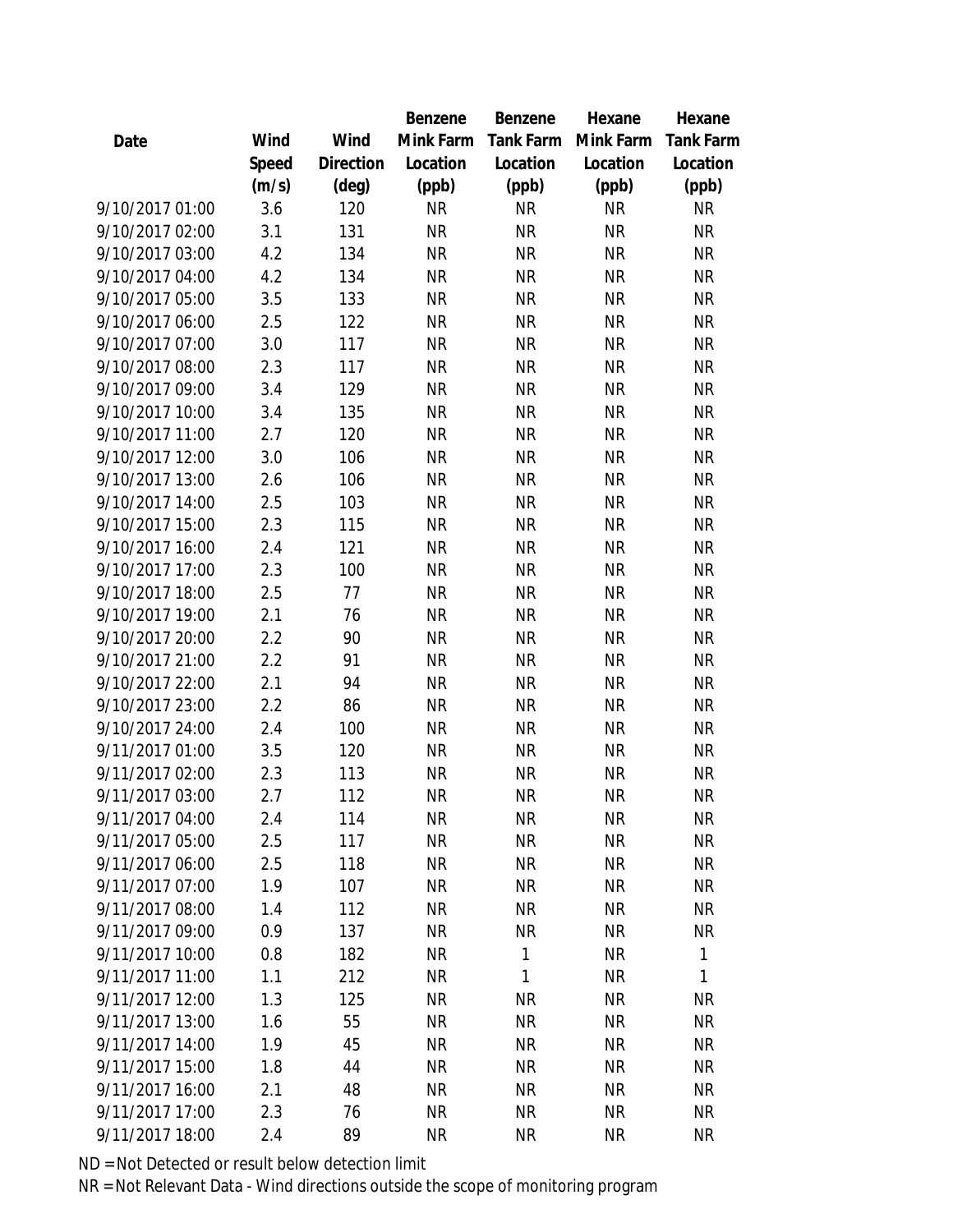| Date | Wind Speed (m/s) | Wind Direction (deg) | Benzene Mink Farm Location (ppb) | Benzene Tank Farm Location (ppb) | Hexane Mink Farm Location (ppb) | Hexane Tank Farm Location (ppb) |
|---|---|---|---|---|---|---|
| 9/10/2017 01:00 | 3.6 | 120 | NR | NR | NR | NR |
| 9/10/2017 02:00 | 3.1 | 131 | NR | NR | NR | NR |
| 9/10/2017 03:00 | 4.2 | 134 | NR | NR | NR | NR |
| 9/10/2017 04:00 | 4.2 | 134 | NR | NR | NR | NR |
| 9/10/2017 05:00 | 3.5 | 133 | NR | NR | NR | NR |
| 9/10/2017 06:00 | 2.5 | 122 | NR | NR | NR | NR |
| 9/10/2017 07:00 | 3.0 | 117 | NR | NR | NR | NR |
| 9/10/2017 08:00 | 2.3 | 117 | NR | NR | NR | NR |
| 9/10/2017 09:00 | 3.4 | 129 | NR | NR | NR | NR |
| 9/10/2017 10:00 | 3.4 | 135 | NR | NR | NR | NR |
| 9/10/2017 11:00 | 2.7 | 120 | NR | NR | NR | NR |
| 9/10/2017 12:00 | 3.0 | 106 | NR | NR | NR | NR |
| 9/10/2017 13:00 | 2.6 | 106 | NR | NR | NR | NR |
| 9/10/2017 14:00 | 2.5 | 103 | NR | NR | NR | NR |
| 9/10/2017 15:00 | 2.3 | 115 | NR | NR | NR | NR |
| 9/10/2017 16:00 | 2.4 | 121 | NR | NR | NR | NR |
| 9/10/2017 17:00 | 2.3 | 100 | NR | NR | NR | NR |
| 9/10/2017 18:00 | 2.5 | 77 | NR | NR | NR | NR |
| 9/10/2017 19:00 | 2.1 | 76 | NR | NR | NR | NR |
| 9/10/2017 20:00 | 2.2 | 90 | NR | NR | NR | NR |
| 9/10/2017 21:00 | 2.2 | 91 | NR | NR | NR | NR |
| 9/10/2017 22:00 | 2.1 | 94 | NR | NR | NR | NR |
| 9/10/2017 23:00 | 2.2 | 86 | NR | NR | NR | NR |
| 9/10/2017 24:00 | 2.4 | 100 | NR | NR | NR | NR |
| 9/11/2017 01:00 | 3.5 | 120 | NR | NR | NR | NR |
| 9/11/2017 02:00 | 2.3 | 113 | NR | NR | NR | NR |
| 9/11/2017 03:00 | 2.7 | 112 | NR | NR | NR | NR |
| 9/11/2017 04:00 | 2.4 | 114 | NR | NR | NR | NR |
| 9/11/2017 05:00 | 2.5 | 117 | NR | NR | NR | NR |
| 9/11/2017 06:00 | 2.5 | 118 | NR | NR | NR | NR |
| 9/11/2017 07:00 | 1.9 | 107 | NR | NR | NR | NR |
| 9/11/2017 08:00 | 1.4 | 112 | NR | NR | NR | NR |
| 9/11/2017 09:00 | 0.9 | 137 | NR | NR | NR | NR |
| 9/11/2017 10:00 | 0.8 | 182 | NR | 1 | NR | 1 |
| 9/11/2017 11:00 | 1.1 | 212 | NR | 1 | NR | 1 |
| 9/11/2017 12:00 | 1.3 | 125 | NR | NR | NR | NR |
| 9/11/2017 13:00 | 1.6 | 55 | NR | NR | NR | NR |
| 9/11/2017 14:00 | 1.9 | 45 | NR | NR | NR | NR |
| 9/11/2017 15:00 | 1.8 | 44 | NR | NR | NR | NR |
| 9/11/2017 16:00 | 2.1 | 48 | NR | NR | NR | NR |
| 9/11/2017 17:00 | 2.3 | 76 | NR | NR | NR | NR |
| 9/11/2017 18:00 | 2.4 | 89 | NR | NR | NR | NR |

ND = Not Detected or result below detection limit

NR = Not Relevant Data - Wind directions outside the scope of monitoring program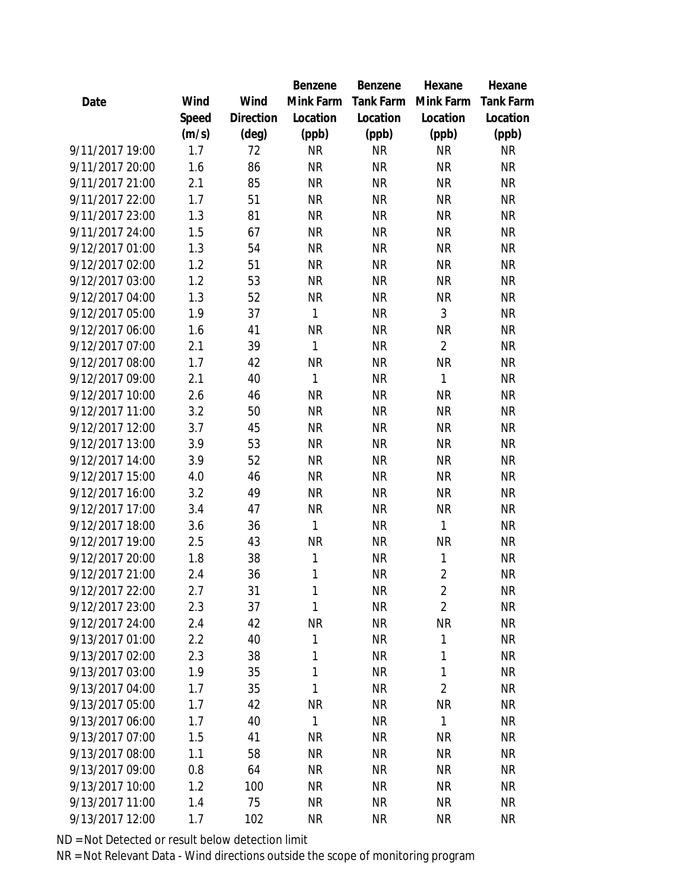| Date | Wind Speed (m/s) | Wind Direction (deg) | Benzene Mink Farm Location (ppb) | Benzene Tank Farm Location (ppb) | Hexane Mink Farm Location (ppb) | Hexane Tank Farm Location (ppb) |
|---|---|---|---|---|---|---|
| 9/11/2017 19:00 | 1.7 | 72 | NR | NR | NR | NR |
| 9/11/2017 20:00 | 1.6 | 86 | NR | NR | NR | NR |
| 9/11/2017 21:00 | 2.1 | 85 | NR | NR | NR | NR |
| 9/11/2017 22:00 | 1.7 | 51 | NR | NR | NR | NR |
| 9/11/2017 23:00 | 1.3 | 81 | NR | NR | NR | NR |
| 9/11/2017 24:00 | 1.5 | 67 | NR | NR | NR | NR |
| 9/12/2017 01:00 | 1.3 | 54 | NR | NR | NR | NR |
| 9/12/2017 02:00 | 1.2 | 51 | NR | NR | NR | NR |
| 9/12/2017 03:00 | 1.2 | 53 | NR | NR | NR | NR |
| 9/12/2017 04:00 | 1.3 | 52 | NR | NR | NR | NR |
| 9/12/2017 05:00 | 1.9 | 37 | 1 | NR | 3 | NR |
| 9/12/2017 06:00 | 1.6 | 41 | NR | NR | NR | NR |
| 9/12/2017 07:00 | 2.1 | 39 | 1 | NR | 2 | NR |
| 9/12/2017 08:00 | 1.7 | 42 | NR | NR | NR | NR |
| 9/12/2017 09:00 | 2.1 | 40 | 1 | NR | 1 | NR |
| 9/12/2017 10:00 | 2.6 | 46 | NR | NR | NR | NR |
| 9/12/2017 11:00 | 3.2 | 50 | NR | NR | NR | NR |
| 9/12/2017 12:00 | 3.7 | 45 | NR | NR | NR | NR |
| 9/12/2017 13:00 | 3.9 | 53 | NR | NR | NR | NR |
| 9/12/2017 14:00 | 3.9 | 52 | NR | NR | NR | NR |
| 9/12/2017 15:00 | 4.0 | 46 | NR | NR | NR | NR |
| 9/12/2017 16:00 | 3.2 | 49 | NR | NR | NR | NR |
| 9/12/2017 17:00 | 3.4 | 47 | NR | NR | NR | NR |
| 9/12/2017 18:00 | 3.6 | 36 | 1 | NR | 1 | NR |
| 9/12/2017 19:00 | 2.5 | 43 | NR | NR | NR | NR |
| 9/12/2017 20:00 | 1.8 | 38 | 1 | NR | 1 | NR |
| 9/12/2017 21:00 | 2.4 | 36 | 1 | NR | 2 | NR |
| 9/12/2017 22:00 | 2.7 | 31 | 1 | NR | 2 | NR |
| 9/12/2017 23:00 | 2.3 | 37 | 1 | NR | 2 | NR |
| 9/12/2017 24:00 | 2.4 | 42 | NR | NR | NR | NR |
| 9/13/2017 01:00 | 2.2 | 40 | 1 | NR | 1 | NR |
| 9/13/2017 02:00 | 2.3 | 38 | 1 | NR | 1 | NR |
| 9/13/2017 03:00 | 1.9 | 35 | 1 | NR | 1 | NR |
| 9/13/2017 04:00 | 1.7 | 35 | 1 | NR | 2 | NR |
| 9/13/2017 05:00 | 1.7 | 42 | NR | NR | NR | NR |
| 9/13/2017 06:00 | 1.7 | 40 | 1 | NR | 1 | NR |
| 9/13/2017 07:00 | 1.5 | 41 | NR | NR | NR | NR |
| 9/13/2017 08:00 | 1.1 | 58 | NR | NR | NR | NR |
| 9/13/2017 09:00 | 0.8 | 64 | NR | NR | NR | NR |
| 9/13/2017 10:00 | 1.2 | 100 | NR | NR | NR | NR |
| 9/13/2017 11:00 | 1.4 | 75 | NR | NR | NR | NR |
| 9/13/2017 12:00 | 1.7 | 102 | NR | NR | NR | NR |

ND = Not Detected or result below detection limit

NR = Not Relevant Data - Wind directions outside the scope of monitoring program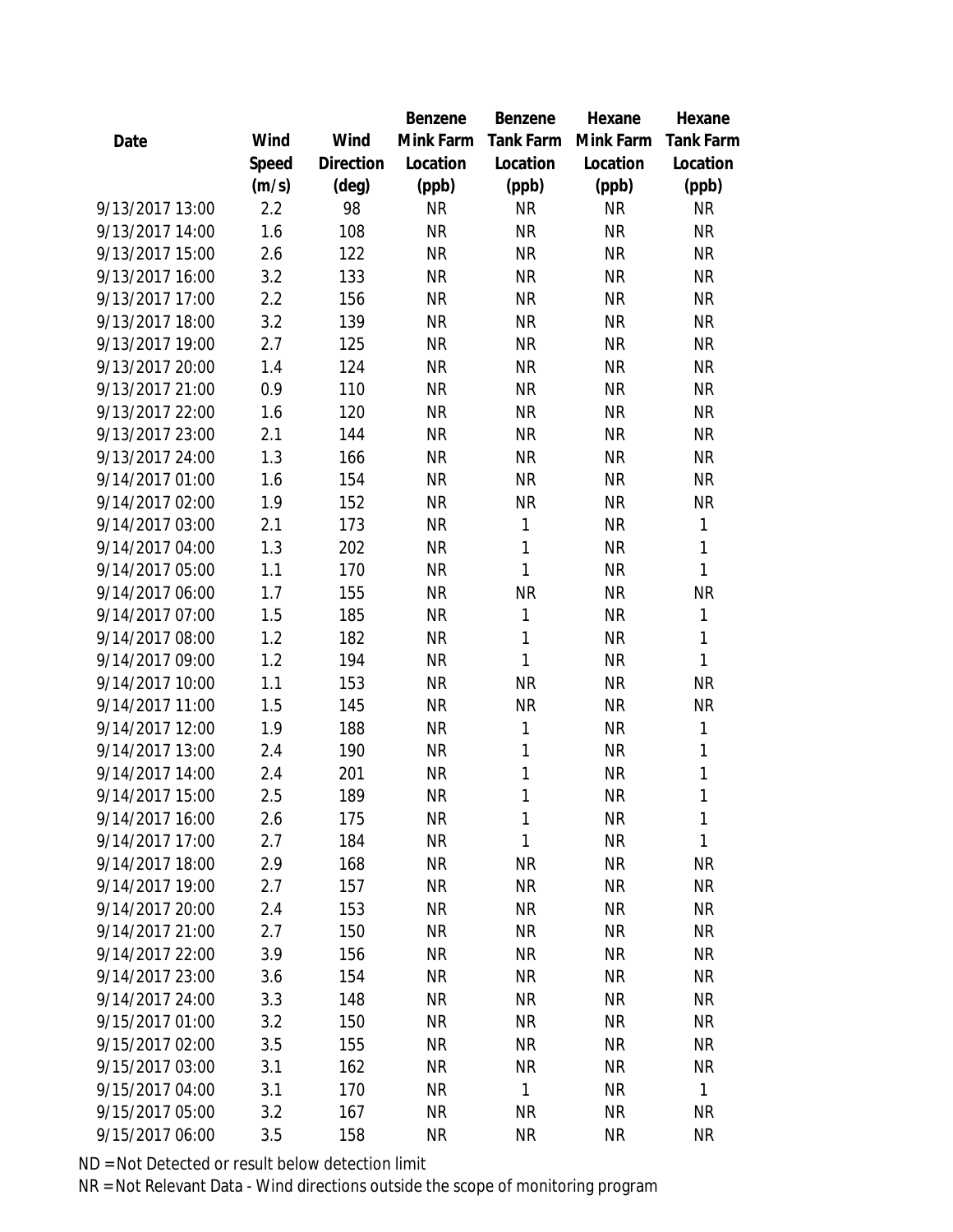| Date | Wind Speed (m/s) | Wind Direction (deg) | Benzene Mink Farm Location (ppb) | Benzene Tank Farm Location (ppb) | Hexane Mink Farm Location (ppb) | Hexane Tank Farm Location (ppb) |
|---|---|---|---|---|---|---|
| 9/13/2017 13:00 | 2.2 | 98 | NR | NR | NR | NR |
| 9/13/2017 14:00 | 1.6 | 108 | NR | NR | NR | NR |
| 9/13/2017 15:00 | 2.6 | 122 | NR | NR | NR | NR |
| 9/13/2017 16:00 | 3.2 | 133 | NR | NR | NR | NR |
| 9/13/2017 17:00 | 2.2 | 156 | NR | NR | NR | NR |
| 9/13/2017 18:00 | 3.2 | 139 | NR | NR | NR | NR |
| 9/13/2017 19:00 | 2.7 | 125 | NR | NR | NR | NR |
| 9/13/2017 20:00 | 1.4 | 124 | NR | NR | NR | NR |
| 9/13/2017 21:00 | 0.9 | 110 | NR | NR | NR | NR |
| 9/13/2017 22:00 | 1.6 | 120 | NR | NR | NR | NR |
| 9/13/2017 23:00 | 2.1 | 144 | NR | NR | NR | NR |
| 9/13/2017 24:00 | 1.3 | 166 | NR | NR | NR | NR |
| 9/14/2017 01:00 | 1.6 | 154 | NR | NR | NR | NR |
| 9/14/2017 02:00 | 1.9 | 152 | NR | NR | NR | NR |
| 9/14/2017 03:00 | 2.1 | 173 | NR | 1 | NR | 1 |
| 9/14/2017 04:00 | 1.3 | 202 | NR | 1 | NR | 1 |
| 9/14/2017 05:00 | 1.1 | 170 | NR | 1 | NR | 1 |
| 9/14/2017 06:00 | 1.7 | 155 | NR | NR | NR | NR |
| 9/14/2017 07:00 | 1.5 | 185 | NR | 1 | NR | 1 |
| 9/14/2017 08:00 | 1.2 | 182 | NR | 1 | NR | 1 |
| 9/14/2017 09:00 | 1.2 | 194 | NR | 1 | NR | 1 |
| 9/14/2017 10:00 | 1.1 | 153 | NR | NR | NR | NR |
| 9/14/2017 11:00 | 1.5 | 145 | NR | NR | NR | NR |
| 9/14/2017 12:00 | 1.9 | 188 | NR | 1 | NR | 1 |
| 9/14/2017 13:00 | 2.4 | 190 | NR | 1 | NR | 1 |
| 9/14/2017 14:00 | 2.4 | 201 | NR | 1 | NR | 1 |
| 9/14/2017 15:00 | 2.5 | 189 | NR | 1 | NR | 1 |
| 9/14/2017 16:00 | 2.6 | 175 | NR | 1 | NR | 1 |
| 9/14/2017 17:00 | 2.7 | 184 | NR | 1 | NR | 1 |
| 9/14/2017 18:00 | 2.9 | 168 | NR | NR | NR | NR |
| 9/14/2017 19:00 | 2.7 | 157 | NR | NR | NR | NR |
| 9/14/2017 20:00 | 2.4 | 153 | NR | NR | NR | NR |
| 9/14/2017 21:00 | 2.7 | 150 | NR | NR | NR | NR |
| 9/14/2017 22:00 | 3.9 | 156 | NR | NR | NR | NR |
| 9/14/2017 23:00 | 3.6 | 154 | NR | NR | NR | NR |
| 9/14/2017 24:00 | 3.3 | 148 | NR | NR | NR | NR |
| 9/15/2017 01:00 | 3.2 | 150 | NR | NR | NR | NR |
| 9/15/2017 02:00 | 3.5 | 155 | NR | NR | NR | NR |
| 9/15/2017 03:00 | 3.1 | 162 | NR | NR | NR | NR |
| 9/15/2017 04:00 | 3.1 | 170 | NR | 1 | NR | 1 |
| 9/15/2017 05:00 | 3.2 | 167 | NR | NR | NR | NR |
| 9/15/2017 06:00 | 3.5 | 158 | NR | NR | NR | NR |

ND = Not Detected or result below detection limit

NR = Not Relevant Data - Wind directions outside the scope of monitoring program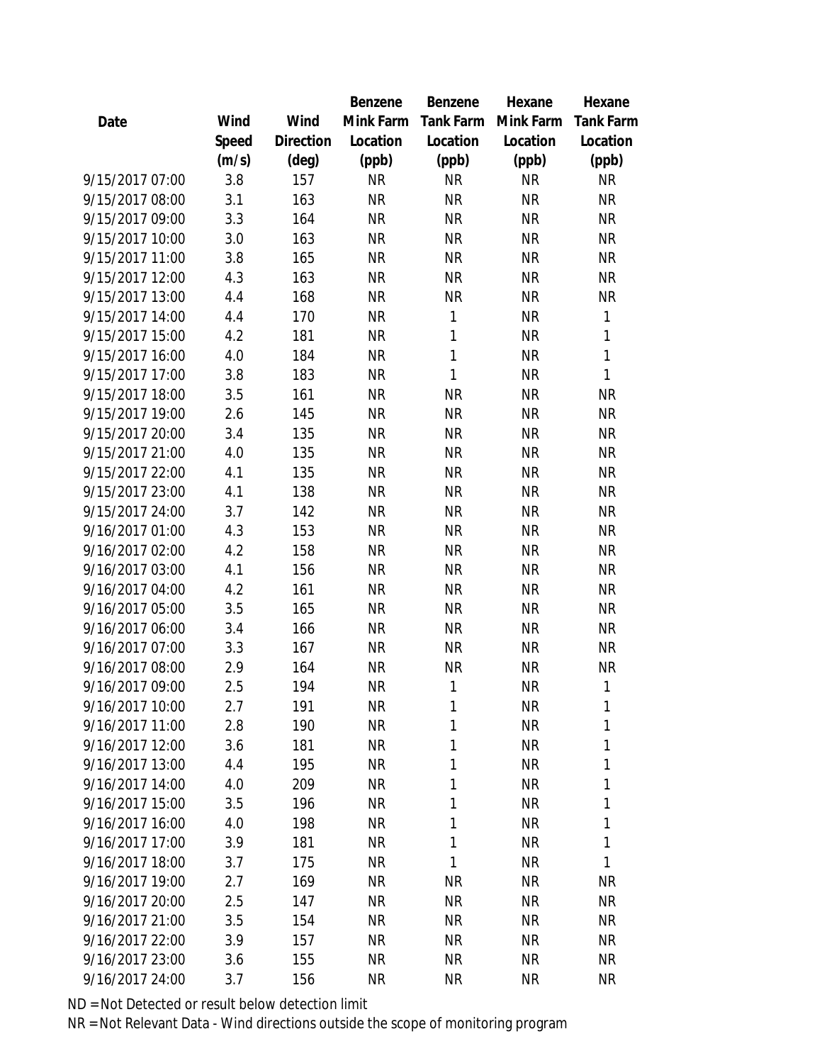| Date | Wind Speed (m/s) | Wind Direction (deg) | Benzene Mink Farm Location (ppb) | Benzene Tank Farm Location (ppb) | Hexane Mink Farm Location (ppb) | Hexane Tank Farm Location (ppb) |
|---|---|---|---|---|---|---|
| 9/15/2017 07:00 | 3.8 | 157 | NR | NR | NR | NR |
| 9/15/2017 08:00 | 3.1 | 163 | NR | NR | NR | NR |
| 9/15/2017 09:00 | 3.3 | 164 | NR | NR | NR | NR |
| 9/15/2017 10:00 | 3.0 | 163 | NR | NR | NR | NR |
| 9/15/2017 11:00 | 3.8 | 165 | NR | NR | NR | NR |
| 9/15/2017 12:00 | 4.3 | 163 | NR | NR | NR | NR |
| 9/15/2017 13:00 | 4.4 | 168 | NR | NR | NR | NR |
| 9/15/2017 14:00 | 4.4 | 170 | NR | 1 | NR | 1 |
| 9/15/2017 15:00 | 4.2 | 181 | NR | 1 | NR | 1 |
| 9/15/2017 16:00 | 4.0 | 184 | NR | 1 | NR | 1 |
| 9/15/2017 17:00 | 3.8 | 183 | NR | 1 | NR | 1 |
| 9/15/2017 18:00 | 3.5 | 161 | NR | NR | NR | NR |
| 9/15/2017 19:00 | 2.6 | 145 | NR | NR | NR | NR |
| 9/15/2017 20:00 | 3.4 | 135 | NR | NR | NR | NR |
| 9/15/2017 21:00 | 4.0 | 135 | NR | NR | NR | NR |
| 9/15/2017 22:00 | 4.1 | 135 | NR | NR | NR | NR |
| 9/15/2017 23:00 | 4.1 | 138 | NR | NR | NR | NR |
| 9/15/2017 24:00 | 3.7 | 142 | NR | NR | NR | NR |
| 9/16/2017 01:00 | 4.3 | 153 | NR | NR | NR | NR |
| 9/16/2017 02:00 | 4.2 | 158 | NR | NR | NR | NR |
| 9/16/2017 03:00 | 4.1 | 156 | NR | NR | NR | NR |
| 9/16/2017 04:00 | 4.2 | 161 | NR | NR | NR | NR |
| 9/16/2017 05:00 | 3.5 | 165 | NR | NR | NR | NR |
| 9/16/2017 06:00 | 3.4 | 166 | NR | NR | NR | NR |
| 9/16/2017 07:00 | 3.3 | 167 | NR | NR | NR | NR |
| 9/16/2017 08:00 | 2.9 | 164 | NR | NR | NR | NR |
| 9/16/2017 09:00 | 2.5 | 194 | NR | 1 | NR | 1 |
| 9/16/2017 10:00 | 2.7 | 191 | NR | 1 | NR | 1 |
| 9/16/2017 11:00 | 2.8 | 190 | NR | 1 | NR | 1 |
| 9/16/2017 12:00 | 3.6 | 181 | NR | 1 | NR | 1 |
| 9/16/2017 13:00 | 4.4 | 195 | NR | 1 | NR | 1 |
| 9/16/2017 14:00 | 4.0 | 209 | NR | 1 | NR | 1 |
| 9/16/2017 15:00 | 3.5 | 196 | NR | 1 | NR | 1 |
| 9/16/2017 16:00 | 4.0 | 198 | NR | 1 | NR | 1 |
| 9/16/2017 17:00 | 3.9 | 181 | NR | 1 | NR | 1 |
| 9/16/2017 18:00 | 3.7 | 175 | NR | 1 | NR | 1 |
| 9/16/2017 19:00 | 2.7 | 169 | NR | NR | NR | NR |
| 9/16/2017 20:00 | 2.5 | 147 | NR | NR | NR | NR |
| 9/16/2017 21:00 | 3.5 | 154 | NR | NR | NR | NR |
| 9/16/2017 22:00 | 3.9 | 157 | NR | NR | NR | NR |
| 9/16/2017 23:00 | 3.6 | 155 | NR | NR | NR | NR |
| 9/16/2017 24:00 | 3.7 | 156 | NR | NR | NR | NR |

ND = Not Detected or result below detection limit

NR = Not Relevant Data - Wind directions outside the scope of monitoring program